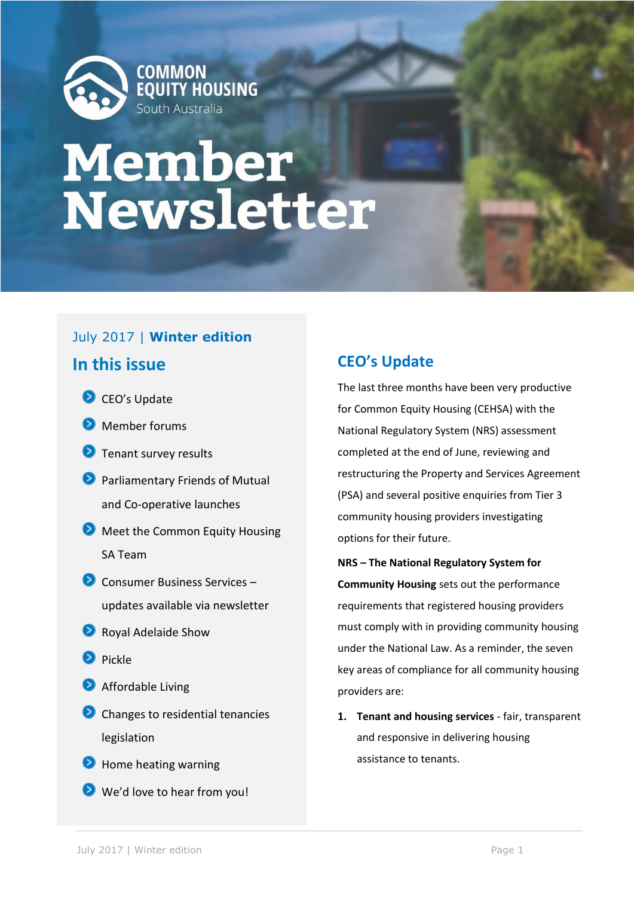COMMON EQUITY HOUSING
South Australia

# Member Newsletter

July 2017 | **Winter edition**

## In this issue

- CEO's Update
- Member forums
- Tenant survey results
- Parliamentary Friends of Mutual and Co-operative launches
- Meet the Common Equity Housing SA Team
- Consumer Business Services – updates available via newsletter
- Royal Adelaide Show
- Pickle
- Affordable Living
- Changes to residential tenancies legislation
- Home heating warning
- We'd love to hear from you!

## CEO's Update

The last three months have been very productive for Common Equity Housing (CEHSA) with the National Regulatory System (NRS) assessment completed at the end of June, reviewing and restructuring the Property and Services Agreement (PSA) and several positive enquiries from Tier 3 community housing providers investigating options for their future.

**NRS – The National Regulatory System for Community Housing** sets out the performance requirements that registered housing providers must comply with in providing community housing under the National Law. As a reminder, the seven key areas of compliance for all community housing providers are:

1. **Tenant and housing services** - fair, transparent and responsive in delivering housing assistance to tenants.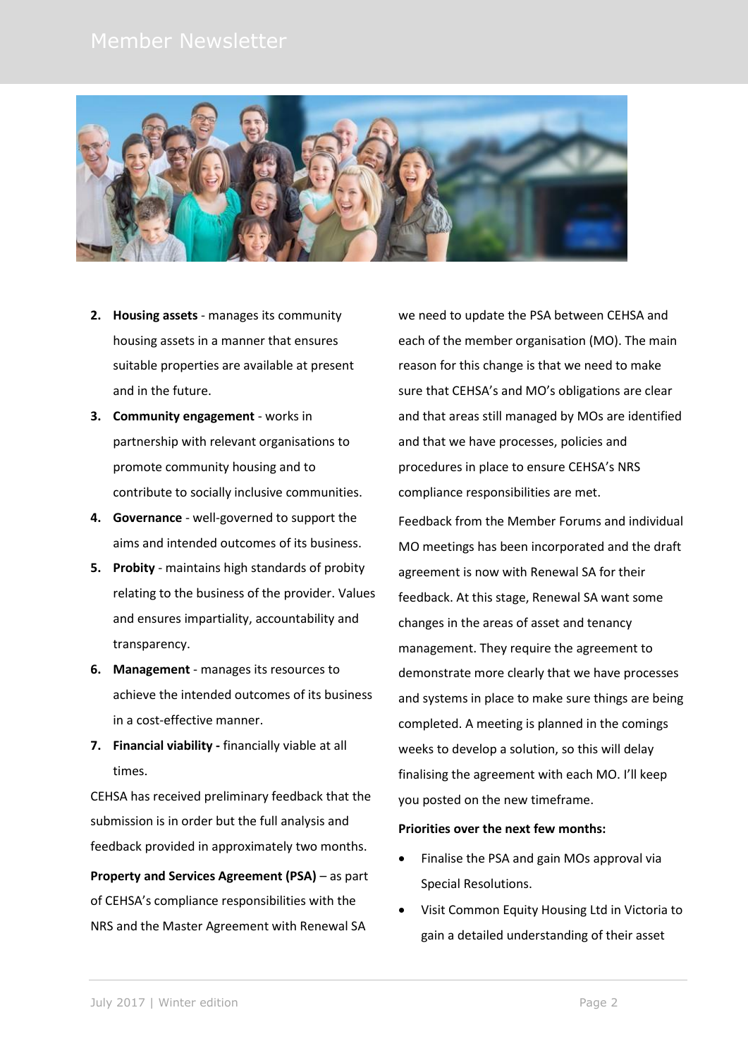2. **Housing assets** - manages its community housing assets in a manner that ensures suitable properties are available at present and in the future.
3. **Community engagement** - works in partnership with relevant organisations to promote community housing and to contribute to socially inclusive communities.
4. **Governance** - well-governed to support the aims and intended outcomes of its business.
5. **Probity** - maintains high standards of probity relating to the business of the provider. Values and ensures impartiality, accountability and transparency.
6. **Management** - manages its resources to achieve the intended outcomes of its business in a cost-effective manner.
7. **Financial viability -** financially viable at all times.

CEHSA has received preliminary feedback that the submission is in order but the full analysis and feedback provided in approximately two months.

**Property and Services Agreement (PSA)** – as part of CEHSA's compliance responsibilities with the NRS and the Master Agreement with Renewal SA we need to update the PSA between CEHSA and each of the member organisation (MO). The main reason for this change is that we need to make sure that CEHSA's and MO's obligations are clear and that areas still managed by MOs are identified and that we have processes, policies and procedures in place to ensure CEHSA's NRS compliance responsibilities are met.

Feedback from the Member Forums and individual MO meetings has been incorporated and the draft agreement is now with Renewal SA for their feedback. At this stage, Renewal SA want some changes in the areas of asset and tenancy management. They require the agreement to demonstrate more clearly that we have processes and systems in place to make sure things are being completed. A meeting is planned in the comings weeks to develop a solution, so this will delay finalising the agreement with each MO. I'll keep you posted on the new timeframe.

**Priorities over the next few months:**

- Finalise the PSA and gain MOs approval via Special Resolutions.
- Visit Common Equity Housing Ltd in Victoria to gain a detailed understanding of their asset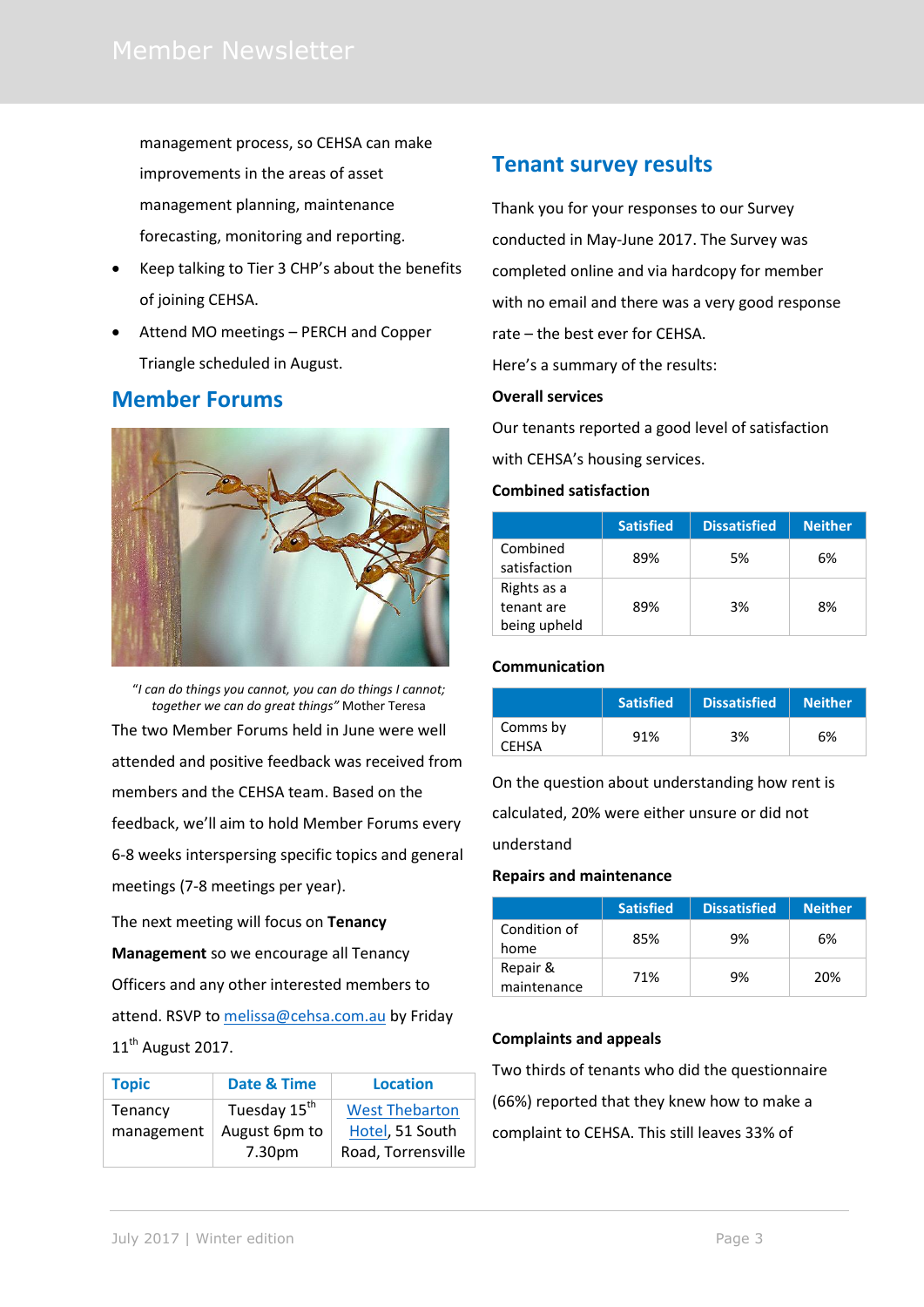management process, so CEHSA can make improvements in the areas of asset management planning, maintenance forecasting, monitoring and reporting.

- Keep talking to Tier 3 CHP's about the benefits of joining CEHSA.
- Attend MO meetings – PERCH and Copper Triangle scheduled in August.

## Member Forums

*"I can do things you cannot, you can do things I cannot; together we can do great things"* Mother Teresa

The two Member Forums held in June were well attended and positive feedback was received from members and the CEHSA team. Based on the feedback, we'll aim to hold Member Forums every 6-8 weeks interspersing specific topics and general meetings (7-8 meetings per year).

The next meeting will focus on **Tenancy Management** so we encourage all Tenancy Officers and any other interested members to attend. RSVP to melissa@cehsa.com.au by Friday 11th August 2017.

| Topic | Date & Time | Location |
|---|---|---|
| Tenancy management | Tuesday 15th August 6pm to 7.30pm | West Thebarton Hotel, 51 South Road, Torrensville |

## Tenant survey results

Thank you for your responses to our Survey conducted in May-June 2017. The Survey was completed online and via hardcopy for member with no email and there was a very good response rate – the best ever for CEHSA.

Here's a summary of the results:

**Overall services**

Our tenants reported a good level of satisfaction with CEHSA's housing services.

**Combined satisfaction**

| | Satisfied | Dissatisfied | Neither |
|---|---|---|---|
| Combined satisfaction | 89% | 5% | 6% |
| Rights as a tenant are being upheld | 89% | 3% | 8% |

**Communication**

| | Satisfied | Dissatisfied | Neither |
|---|---|---|---|
| Comms by CEHSA | 91% | 3% | 6% |

On the question about understanding how rent is calculated, 20% were either unsure or did not understand

**Repairs and maintenance**

| | Satisfied | Dissatisfied | Neither |
|---|---|---|---|
| Condition of home | 85% | 9% | 6% |
| Repair & maintenance | 71% | 9% | 20% |

**Complaints and appeals**

Two thirds of tenants who did the questionnaire (66%) reported that they knew how to make a complaint to CEHSA. This still leaves 33% of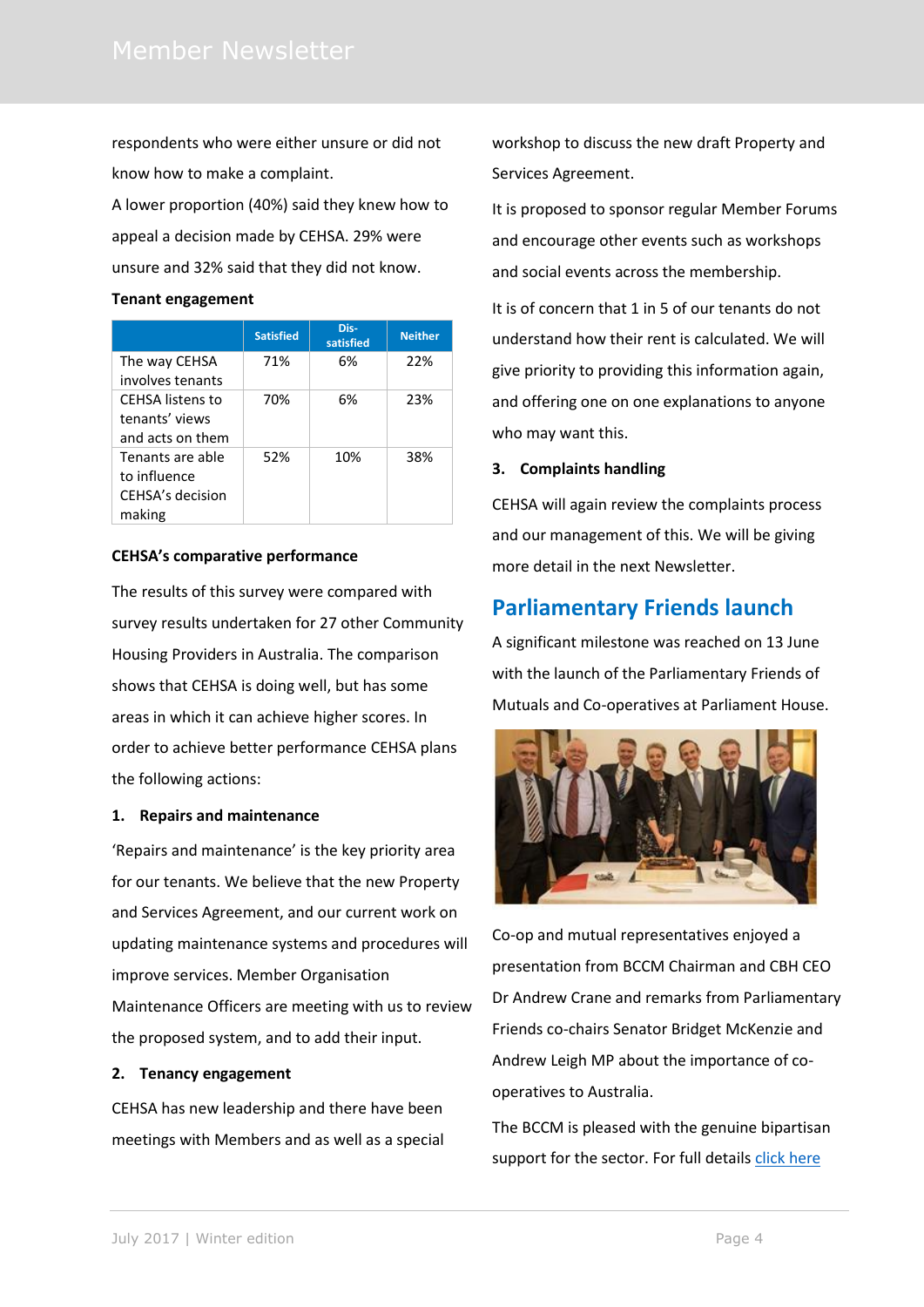respondents who were either unsure or did not know how to make a complaint.

A lower proportion (40%) said they knew how to appeal a decision made by CEHSA. 29% were unsure and 32% said that they did not know.

**Tenant engagement**

| | Satisfied | Dis-satisfied | Neither |
|---|---|---|---|
| The way CEHSA involves tenants | 71% | 6% | 22% |
| CEHSA listens to tenants' views and acts on them | 70% | 6% | 23% |
| Tenants are able to influence CEHSA's decision making | 52% | 10% | 38% |

**CEHSA's comparative performance**

The results of this survey were compared with survey results undertaken for 27 other Community Housing Providers in Australia. The comparison shows that CEHSA is doing well, but has some areas in which it can achieve higher scores. In order to achieve better performance CEHSA plans the following actions:

**1. Repairs and maintenance**

'Repairs and maintenance' is the key priority area for our tenants. We believe that the new Property and Services Agreement, and our current work on updating maintenance systems and procedures will improve services. Member Organisation Maintenance Officers are meeting with us to review the proposed system, and to add their input.

**2. Tenancy engagement**

CEHSA has new leadership and there have been meetings with Members and as well as a special workshop to discuss the new draft Property and Services Agreement.

It is proposed to sponsor regular Member Forums and encourage other events such as workshops and social events across the membership.

It is of concern that 1 in 5 of our tenants do not understand how their rent is calculated. We will give priority to providing this information again, and offering one on one explanations to anyone who may want this.

**3. Complaints handling**

CEHSA will again review the complaints process and our management of this. We will be giving more detail in the next Newsletter.

## Parliamentary Friends launch

A significant milestone was reached on 13 June with the launch of the Parliamentary Friends of Mutuals and Co-operatives at Parliament House.

Co-op and mutual representatives enjoyed a presentation from BCCM Chairman and CBH CEO Dr Andrew Crane and remarks from Parliamentary Friends co-chairs Senator Bridget McKenzie and Andrew Leigh MP about the importance of co-operatives to Australia.

The BCCM is pleased with the genuine bipartisan support for the sector. For full details click here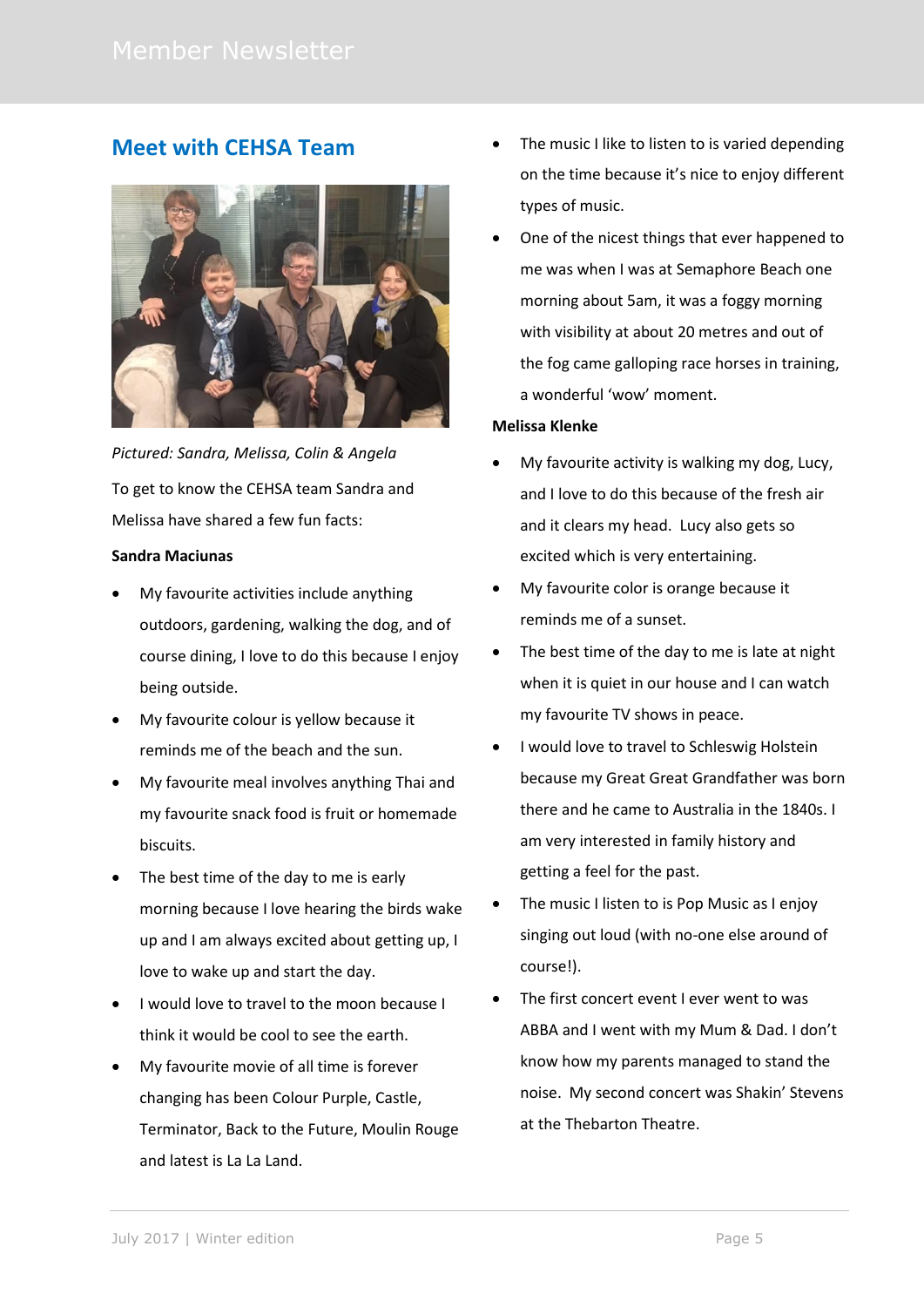## Meet with CEHSA Team

*Pictured: Sandra, Melissa, Colin & Angela*

To get to know the CEHSA team Sandra and Melissa have shared a few fun facts:

**Sandra Maciunas**

- My favourite activities include anything outdoors, gardening, walking the dog, and of course dining, I love to do this because I enjoy being outside.
- My favourite colour is yellow because it reminds me of the beach and the sun.
- My favourite meal involves anything Thai and my favourite snack food is fruit or homemade biscuits.
- The best time of the day to me is early morning because I love hearing the birds wake up and I am always excited about getting up, I love to wake up and start the day.
- I would love to travel to the moon because I think it would be cool to see the earth.
- My favourite movie of all time is forever changing has been Colour Purple, Castle, Terminator, Back to the Future, Moulin Rouge and latest is La La Land.
- The music I like to listen to is varied depending on the time because it's nice to enjoy different types of music.
- One of the nicest things that ever happened to me was when I was at Semaphore Beach one morning about 5am, it was a foggy morning with visibility at about 20 metres and out of the fog came galloping race horses in training, a wonderful 'wow' moment.

**Melissa Klenke**

- My favourite activity is walking my dog, Lucy, and I love to do this because of the fresh air and it clears my head. Lucy also gets so excited which is very entertaining.
- My favourite color is orange because it reminds me of a sunset.
- The best time of the day to me is late at night when it is quiet in our house and I can watch my favourite TV shows in peace.
- I would love to travel to Schleswig Holstein because my Great Great Grandfather was born there and he came to Australia in the 1840s. I am very interested in family history and getting a feel for the past.
- The music I listen to is Pop Music as I enjoy singing out loud (with no-one else around of course!).
- The first concert event I ever went to was ABBA and I went with my Mum & Dad. I don't know how my parents managed to stand the noise. My second concert was Shakin' Stevens at the Thebarton Theatre.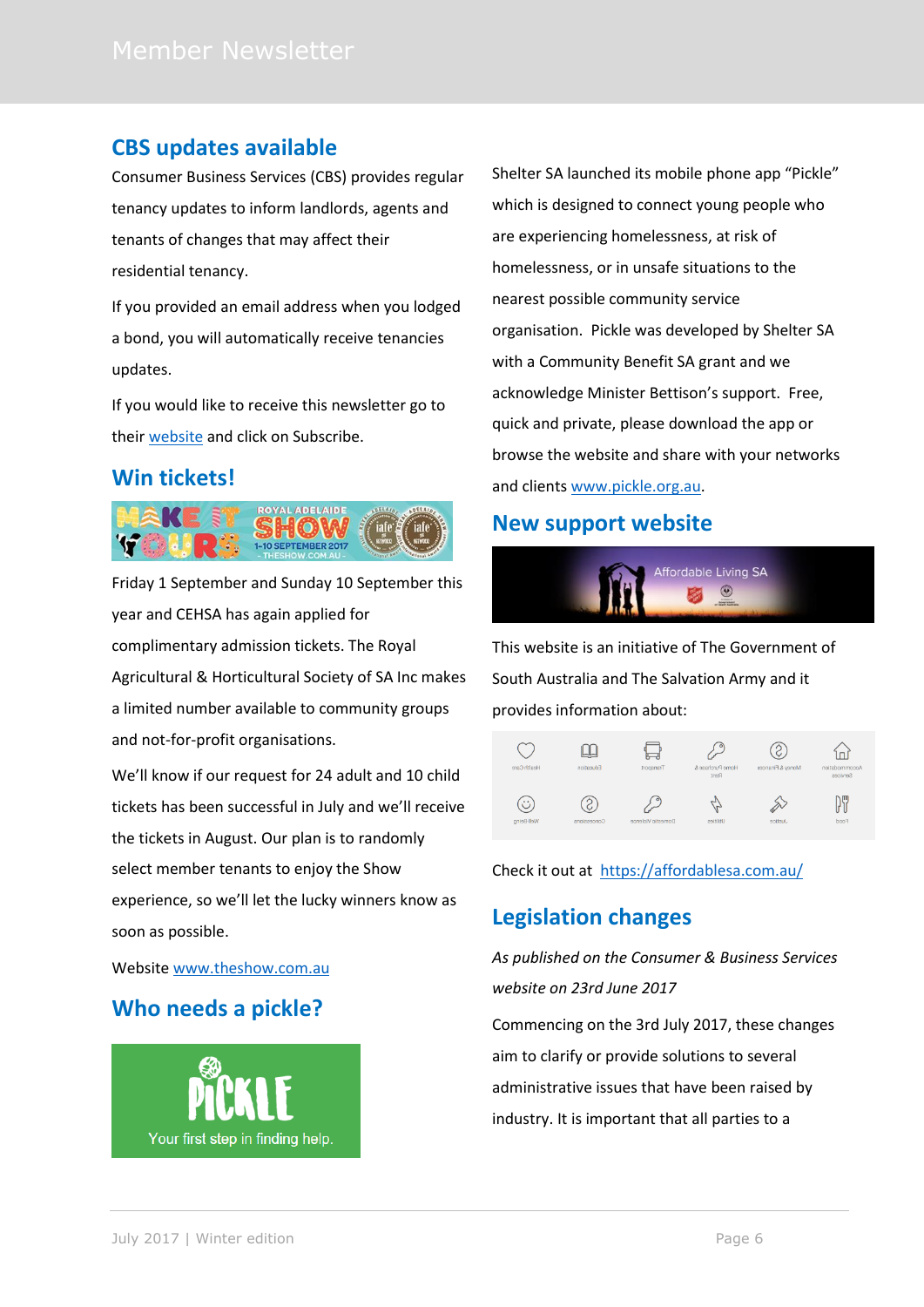## CBS updates available

Consumer Business Services (CBS) provides regular tenancy updates to inform landlords, agents and tenants of changes that may affect their residential tenancy.

If you provided an email address when you lodged a bond, you will automatically receive tenancies updates.

If you would like to receive this newsletter go to their website and click on Subscribe.

## Win tickets!

Friday 1 September and Sunday 10 September this year and CEHSA has again applied for complimentary admission tickets. The Royal Agricultural & Horticultural Society of SA Inc makes a limited number available to community groups and not-for-profit organisations.

We'll know if our request for 24 adult and 10 child tickets has been successful in July and we'll receive the tickets in August. Our plan is to randomly select member tenants to enjoy the Show experience, so we'll let the lucky winners know as soon as possible.

Website www.theshow.com.au

## Who needs a pickle?

Shelter SA launched its mobile phone app "Pickle" which is designed to connect young people who are experiencing homelessness, at risk of homelessness, or in unsafe situations to the nearest possible community service organisation. Pickle was developed by Shelter SA with a Community Benefit SA grant and we acknowledge Minister Bettison's support. Free, quick and private, please download the app or browse the website and share with your networks and clients www.pickle.org.au.

## New support website

This website is an initiative of The Government of South Australia and The Salvation Army and it provides information about:

Check it out at https://affordablesa.com.au/

## Legislation changes

*As published on the Consumer & Business Services website on 23rd June 2017*

Commencing on the 3rd July 2017, these changes aim to clarify or provide solutions to several administrative issues that have been raised by industry. It is important that all parties to a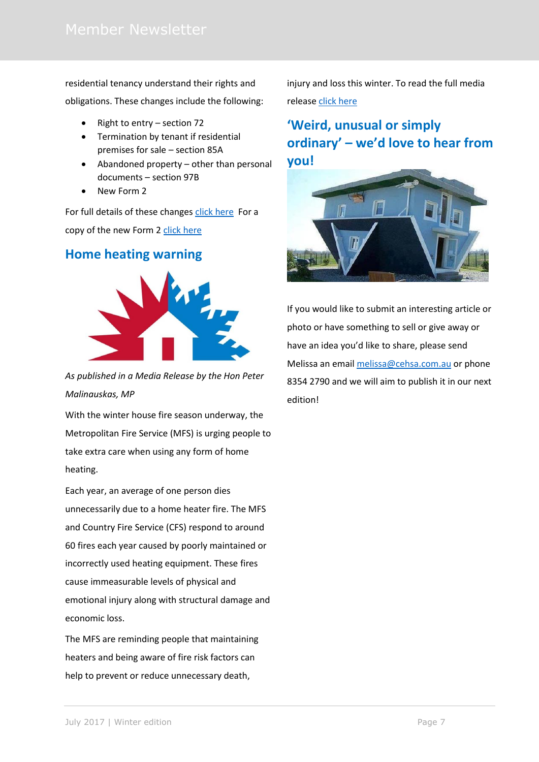residential tenancy understand their rights and obligations. These changes include the following:

- Right to entry – section 72
- Termination by tenant if residential premises for sale – section 85A
- Abandoned property – other than personal documents – section 97B
- New Form 2

For full details of these changes click here For a copy of the new Form 2 click here

## Home heating warning

*As published in a Media Release by the Hon Peter Malinauskas, MP*

With the winter house fire season underway, the Metropolitan Fire Service (MFS) is urging people to take extra care when using any form of home heating.

Each year, an average of one person dies unnecessarily due to a home heater fire. The MFS and Country Fire Service (CFS) respond to around 60 fires each year caused by poorly maintained or incorrectly used heating equipment. These fires cause immeasurable levels of physical and emotional injury along with structural damage and economic loss.

The MFS are reminding people that maintaining heaters and being aware of fire risk factors can help to prevent or reduce unnecessary death, injury and loss this winter. To read the full media release click here

## 'Weird, unusual or simply ordinary' – we'd love to hear from you!

If you would like to submit an interesting article or photo or have something to sell or give away or have an idea you'd like to share, please send Melissa an email melissa@cehsa.com.au or phone 8354 2790 and we will aim to publish it in our next edition!